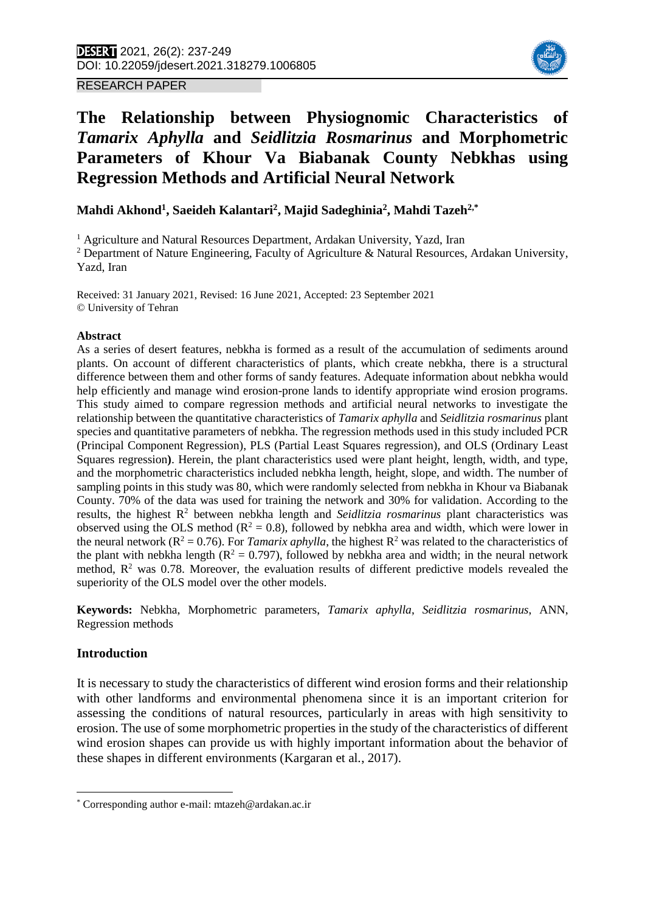RESEARCH PAPER

# The Relationship between Physiognomic Characteristics of *Tamarix Aphylla* and *Seidlitzia Rosmarinus* and Morphometric Parameters of Khour Va Biabanak County Nebkhas using Regression Methods and Artificial Neural Network

**Mahdi Akhond[1], Saeideh Kalantari[2], Majid Sadeghinia[2], Mahdi Tazeh[2,*]**

[1] Agriculture and Natural Resources Department, Ardakan University, Yazd, Iran

[2] Department of Nature Engineering, Faculty of Agriculture & Natural Resources, Ardakan University, Yazd, Iran

Received: 31 January 2021, Revised: 16 June 2021, Accepted: 23 September 2021
© University of Tehran

**Abstract**

As a series of desert features, nebkha is formed as a result of the accumulation of sediments around plants. On account of different characteristics of plants, which create nebkha, there is a structural difference between them and other forms of sandy features. Adequate information about nebkha would help efficiently and manage wind erosion-prone lands to identify appropriate wind erosion programs. This study aimed to compare regression methods and artificial neural networks to investigate the relationship between the quantitative characteristics of *Tamarix aphylla* and *Seidlitzia rosmarinus* plant species and quantitative parameters of nebkha. The regression methods used in this study included PCR (Principal Component Regression), PLS (Partial Least Squares regression), and OLS (Ordinary Least Squares regression**)**. Herein, the plant characteristics used were plant height, length, width, and type, and the morphometric characteristics included nebkha length, height, slope, and width. The number of sampling points in this study was 80, which were randomly selected from nebkha in Khour va Biabanak County. 70% of the data was used for training the network and 30% for validation. According to the results, the highest $R^2$ between nebkha length and *Seidlitzia rosmarinus* plant characteristics was observed using the OLS method ($R^2 = 0.8$), followed by nebkha area and width, which were lower in the neural network ($R^2 = 0.76$). For *Tamarix aphylla*, the highest $R^2$ was related to the characteristics of the plant with nebkha length ($R^2 = 0.797$), followed by nebkha area and width; in the neural network method, $R^2$ was 0.78. Moreover, the evaluation results of different predictive models revealed the superiority of the OLS model over the other models.

**Keywords:** Nebkha, Morphometric parameters, *Tamarix aphylla*, *Seidlitzia rosmarinus*, ANN, Regression methods

## Introduction

It is necessary to study the characteristics of different wind erosion forms and their relationship with other landforms and environmental phenomena since it is an important criterion for assessing the conditions of natural resources, particularly in areas with high sensitivity to erosion. The use of some morphometric properties in the study of the characteristics of different wind erosion shapes can provide us with highly important information about the behavior of these shapes in different environments (Kargaran et al., 2017).

* Corresponding author e-mail: mtazeh@ardakan.ac.ir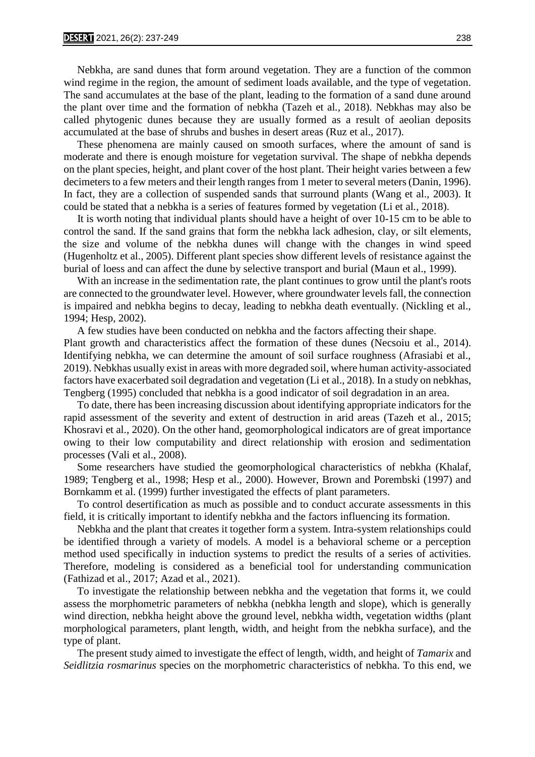Nebkha, are sand dunes that form around vegetation. They are a function of the common wind regime in the region, the amount of sediment loads available, and the type of vegetation. The sand accumulates at the base of the plant, leading to the formation of a sand dune around the plant over time and the formation of nebkha (Tazeh et al., 2018). Nebkhas may also be called phytogenic dunes because they are usually formed as a result of aeolian deposits accumulated at the base of shrubs and bushes in desert areas (Ruz et al., 2017).

These phenomena are mainly caused on smooth surfaces, where the amount of sand is moderate and there is enough moisture for vegetation survival. The shape of nebkha depends on the plant species, height, and plant cover of the host plant. Their height varies between a few decimeters to a few meters and their length ranges from 1 meter to several meters (Danin, 1996). In fact, they are a collection of suspended sands that surround plants (Wang et al., 2003). It could be stated that a nebkha is a series of features formed by vegetation (Li et al., 2018).

It is worth noting that individual plants should have a height of over 10-15 cm to be able to control the sand. If the sand grains that form the nebkha lack adhesion, clay, or silt elements, the size and volume of the nebkha dunes will change with the changes in wind speed (Hugenholtz et al., 2005). Different plant species show different levels of resistance against the burial of loess and can affect the dune by selective transport and burial (Maun et al., 1999).

With an increase in the sedimentation rate, the plant continues to grow until the plant's roots are connected to the groundwater level. However, where groundwater levels fall, the connection is impaired and nebkha begins to decay, leading to nebkha death eventually. (Nickling et al., 1994; Hesp, 2002).

A few studies have been conducted on nebkha and the factors affecting their shape. Plant growth and characteristics affect the formation of these dunes (Necsoiu et al., 2014). Identifying nebkha, we can determine the amount of soil surface roughness (Afrasiabi et al., 2019). Nebkhas usually exist in areas with more degraded soil, where human activity-associated factors have exacerbated soil degradation and vegetation (Li et al., 2018). In a study on nebkhas, Tengberg (1995) concluded that nebkha is a good indicator of soil degradation in an area.

To date, there has been increasing discussion about identifying appropriate indicators for the rapid assessment of the severity and extent of destruction in arid areas (Tazeh et al., 2015; Khosravi et al., 2020). On the other hand, geomorphological indicators are of great importance owing to their low computability and direct relationship with erosion and sedimentation processes (Vali et al., 2008).

Some researchers have studied the geomorphological characteristics of nebkha (Khalaf, 1989; Tengberg et al., 1998; Hesp et al., 2000). However, Brown and Porembski (1997) and Bornkamm et al. (1999) further investigated the effects of plant parameters.

To control desertification as much as possible and to conduct accurate assessments in this field, it is critically important to identify nebkha and the factors influencing its formation.

Nebkha and the plant that creates it together form a system. Intra-system relationships could be identified through a variety of models. A model is a behavioral scheme or a perception method used specifically in induction systems to predict the results of a series of activities. Therefore, modeling is considered as a beneficial tool for understanding communication (Fathizad et al., 2017; Azad et al., 2021).

To investigate the relationship between nebkha and the vegetation that forms it, we could assess the morphometric parameters of nebkha (nebkha length and slope), which is generally wind direction, nebkha height above the ground level, nebkha width, vegetation widths (plant morphological parameters, plant length, width, and height from the nebkha surface), and the type of plant.

The present study aimed to investigate the effect of length, width, and height of *Tamarix* and *Seidlitzia rosmarinus* species on the morphometric characteristics of nebkha. To this end, we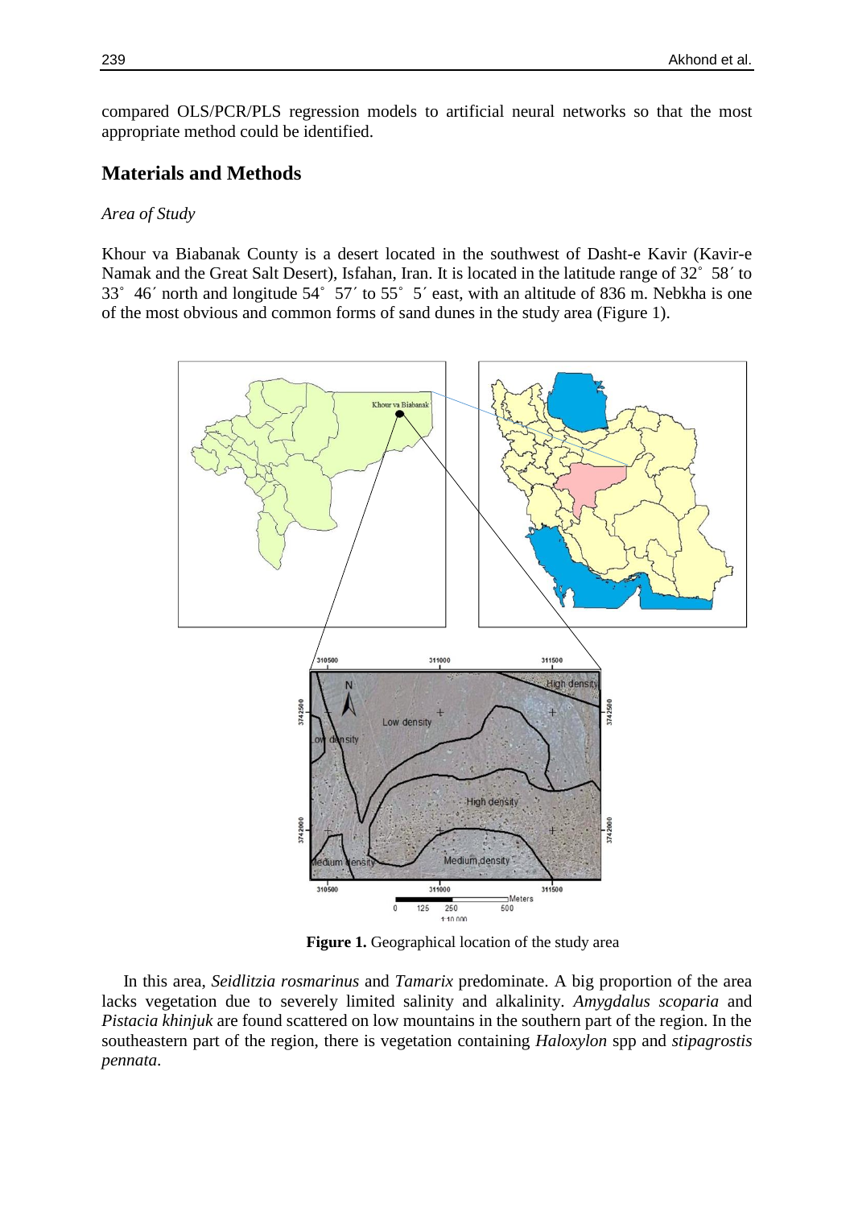compared OLS/PCR/PLS regression models to artificial neural networks so that the most appropriate method could be identified.

## Materials and Methods

*Area of Study*

Khour va Biabanak County is a desert located in the southwest of Dasht-e Kavir (Kavir-e Namak and the Great Salt Desert), Isfahan, Iran. It is located in the latitude range of 32° 58′ to 33° 46′ north and longitude 54° 57′ to 55° 5′ east, with an altitude of 836 m. Nebkha is one of the most obvious and common forms of sand dunes in the study area (Figure 1).

**Figure 1.** Geographical location of the study area

In this area, *Seidlitzia rosmarinus* and *Tamarix* predominate. A big proportion of the area lacks vegetation due to severely limited salinity and alkalinity. *Amygdalus scoparia* and *Pistacia khinjuk* are found scattered on low mountains in the southern part of the region. In the southeastern part of the region, there is vegetation containing *Haloxylon* spp and *stipagrostis pennata*.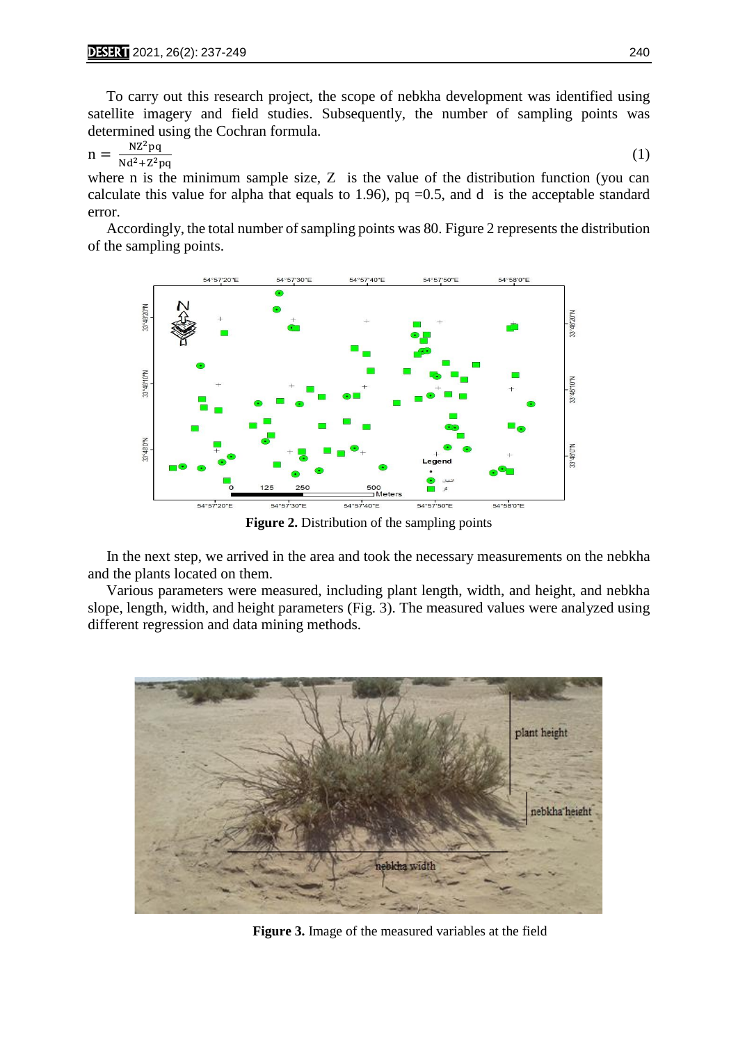To carry out this research project, the scope of nebkha development was identified using satellite imagery and field studies. Subsequently, the number of sampling points was determined using the Cochran formula.

$$n = \frac{NZ^2pq}{Nd^2 + Z^2pq} \tag{1}$$

where n is the minimum sample size, Z is the value of the distribution function (you can calculate this value for alpha that equals to 1.96), pq =0.5, and d is the acceptable standard error.

Accordingly, the total number of sampling points was 80. Figure 2 represents the distribution of the sampling points.

**Figure 2.** Distribution of the sampling points

In the next step, we arrived in the area and took the necessary measurements on the nebkha and the plants located on them.

Various parameters were measured, including plant length, width, and height, and nebkha slope, length, width, and height parameters (Fig. 3). The measured values were analyzed using different regression and data mining methods.

**Figure 3.** Image of the measured variables at the field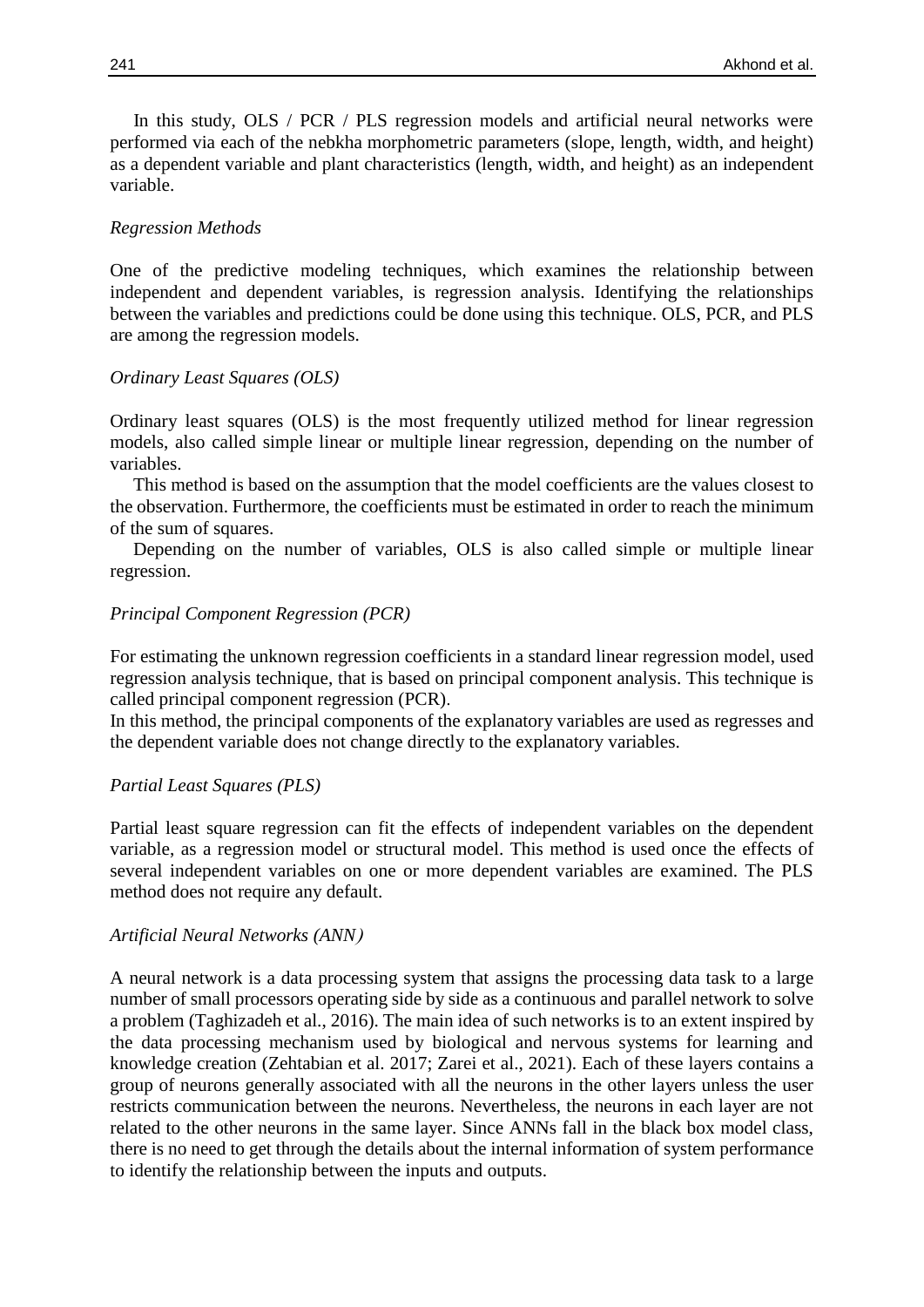In this study, OLS / PCR / PLS regression models and artificial neural networks were performed via each of the nebkha morphometric parameters (slope, length, width, and height) as a dependent variable and plant characteristics (length, width, and height) as an independent variable.

### *Regression Methods*

One of the predictive modeling techniques, which examines the relationship between independent and dependent variables, is regression analysis. Identifying the relationships between the variables and predictions could be done using this technique. OLS, PCR, and PLS are among the regression models.

### *Ordinary Least Squares (OLS)*

Ordinary least squares (OLS) is the most frequently utilized method for linear regression models, also called simple linear or multiple linear regression, depending on the number of variables.

This method is based on the assumption that the model coefficients are the values closest to the observation. Furthermore, the coefficients must be estimated in order to reach the minimum of the sum of squares.

Depending on the number of variables, OLS is also called simple or multiple linear regression.

### *Principal Component Regression (PCR)*

For estimating the unknown regression coefficients in a standard linear regression model, used regression analysis technique, that is based on principal component analysis. This technique is called principal component regression (PCR).

In this method, the principal components of the explanatory variables are used as regresses and the dependent variable does not change directly to the explanatory variables.

### *Partial Least Squares (PLS)*

Partial least square regression can fit the effects of independent variables on the dependent variable, as a regression model or structural model. This method is used once the effects of several independent variables on one or more dependent variables are examined. The PLS method does not require any default.

### *Artificial Neural Networks (ANN)*

A neural network is a data processing system that assigns the processing data task to a large number of small processors operating side by side as a continuous and parallel network to solve a problem (Taghizadeh et al., 2016). The main idea of such networks is to an extent inspired by the data processing mechanism used by biological and nervous systems for learning and knowledge creation (Zehtabian et al. 2017; Zarei et al., 2021). Each of these layers contains a group of neurons generally associated with all the neurons in the other layers unless the user restricts communication between the neurons. Nevertheless, the neurons in each layer are not related to the other neurons in the same layer. Since ANNs fall in the black box model class, there is no need to get through the details about the internal information of system performance to identify the relationship between the inputs and outputs.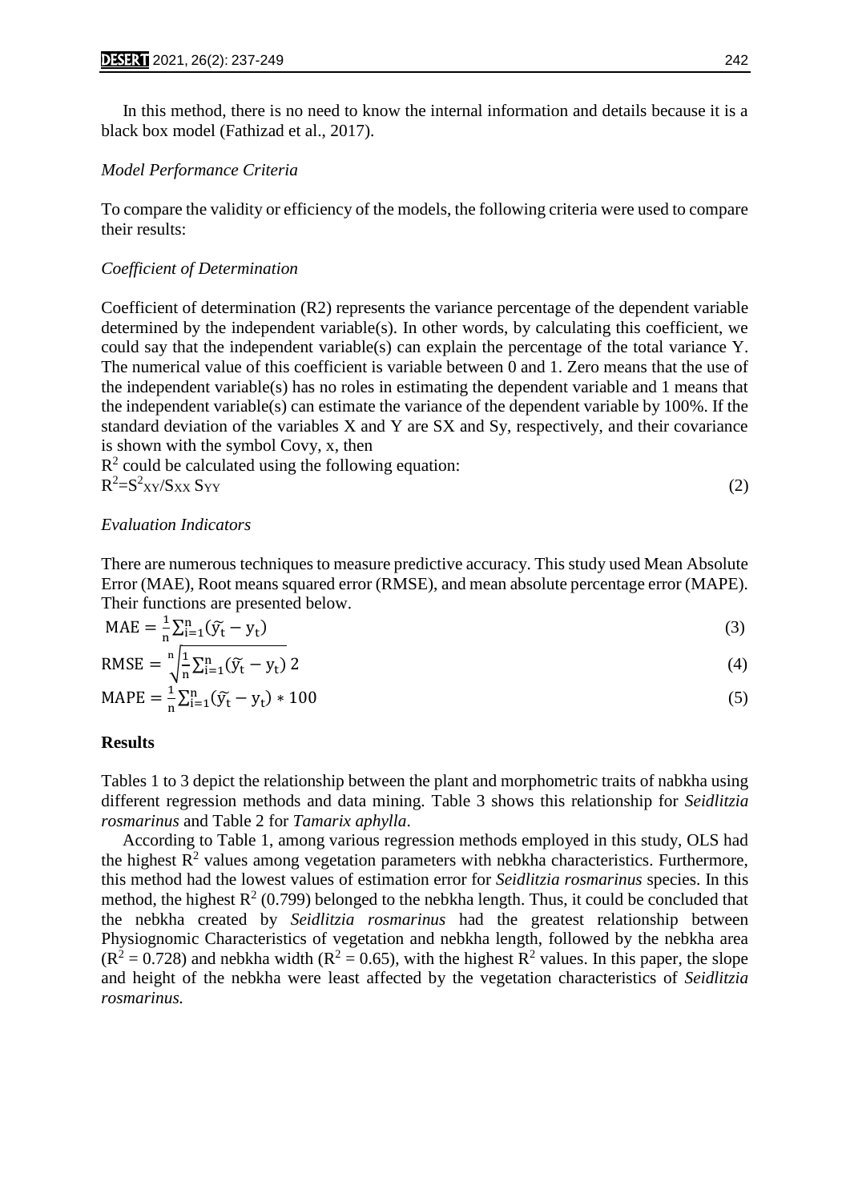In this method, there is no need to know the internal information and details because it is a black box model (Fathizad et al., 2017).

*Model Performance Criteria*

To compare the validity or efficiency of the models, the following criteria were used to compare their results:

*Coefficient of Determination*

Coefficient of determination (R2) represents the variance percentage of the dependent variable determined by the independent variable(s). In other words, by calculating this coefficient, we could say that the independent variable(s) can explain the percentage of the total variance Y. The numerical value of this coefficient is variable between 0 and 1. Zero means that the use of the independent variable(s) has no roles in estimating the dependent variable and 1 means that the independent variable(s) can estimate the variance of the dependent variable by 100%. If the standard deviation of the variables X and Y are SX and Sy, respectively, and their covariance is shown with the symbol Covy, x, then
$R^2$ could be calculated using the following equation:

$$R^2=S^2_{XY}/S_{XX}\,S_{YY} \tag{2}$$

*Evaluation Indicators*

There are numerous techniques to measure predictive accuracy. This study used Mean Absolute Error (MAE), Root means squared error (RMSE), and mean absolute percentage error (MAPE). Their functions are presented below.

$$\text{MAE} = \frac{1}{n}\sum_{i=1}^{n}(\widetilde{y}_t - y_t) \tag{3}$$

$$\text{RMSE} = \sqrt[n]{\frac{1}{n}\sum_{i=1}^{n}(\widetilde{y}_t - y_t)\,2} \tag{4}$$

$$\text{MAPE} = \frac{1}{n}\sum_{i=1}^{n}(\widetilde{y}_t - y_t) * 100 \tag{5}$$

## Results

Tables 1 to 3 depict the relationship between the plant and morphometric traits of nabkha using different regression methods and data mining. Table 3 shows this relationship for *Seidlitzia rosmarinus* and Table 2 for *Tamarix aphylla*.

According to Table 1, among various regression methods employed in this study, OLS had the highest $R^2$ values among vegetation parameters with nebkha characteristics. Furthermore, this method had the lowest values of estimation error for *Seidlitzia rosmarinus* species. In this method, the highest $R^2$ (0.799) belonged to the nebkha length. Thus, it could be concluded that the nebkha created by *Seidlitzia rosmarinus* had the greatest relationship between Physiognomic Characteristics of vegetation and nebkha length, followed by the nebkha area ($R^2 = 0.728$) and nebkha width ($R^2 = 0.65$), with the highest $R^2$ values. In this paper, the slope and height of the nebkha were least affected by the vegetation characteristics of *Seidlitzia rosmarinus.*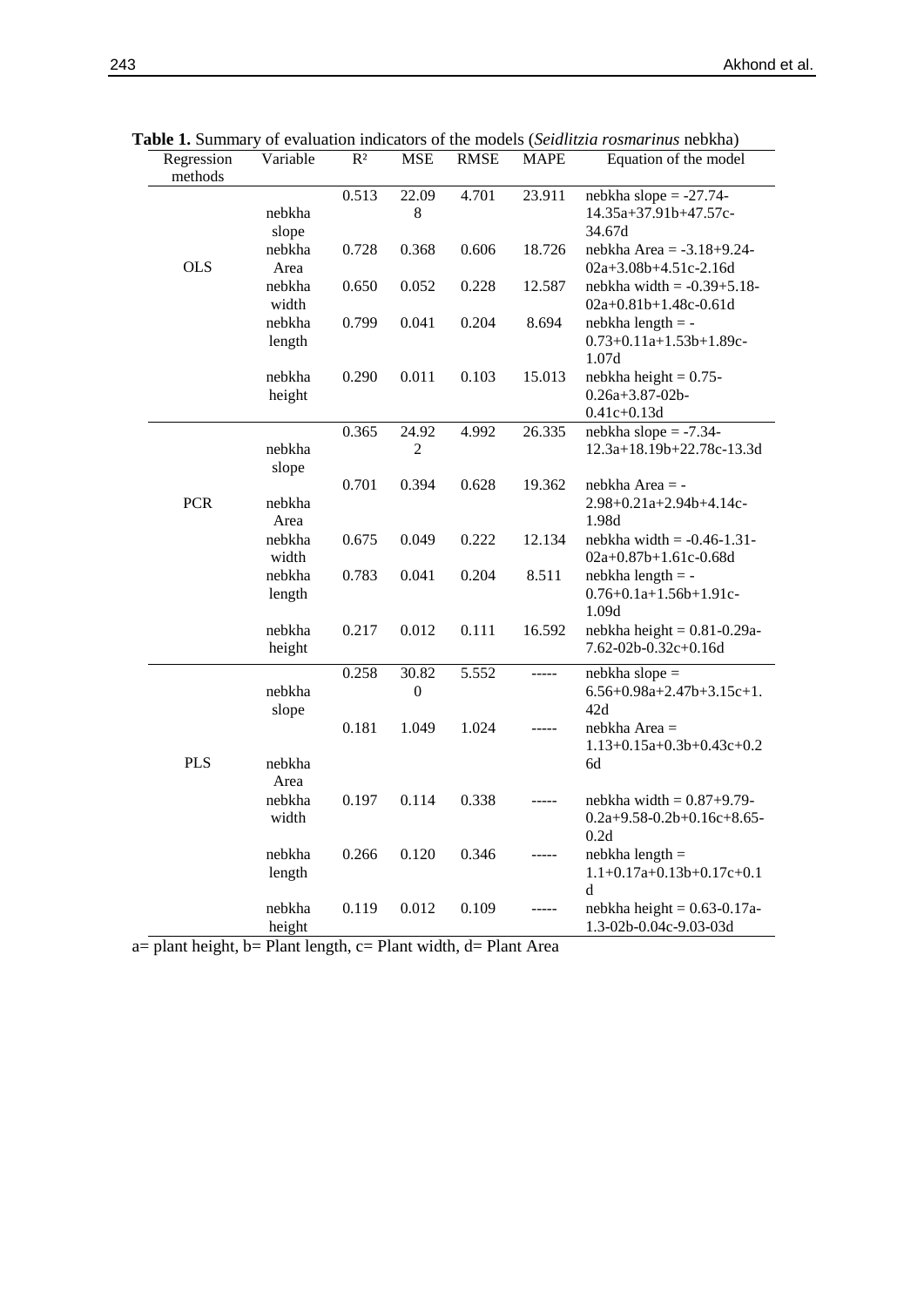**Table 1.** Summary of evaluation indicators of the models (*Seidlitzia rosmarinus* nebkha)

| Regression methods | Variable | $R^2$ | MSE | RMSE | MAPE | Equation of the model |
|---|---|---|---|---|---|---|
| OLS | nebkha slope | 0.513 | 22.098 | 4.701 | 23.911 | nebkha slope = -27.74-14.35a+37.91b+47.57c-34.67d |
| | nebkha Area | 0.728 | 0.368 | 0.606 | 18.726 | nebkha Area = -3.18+9.24-02a+3.08b+4.51c-2.16d |
| | nebkha width | 0.650 | 0.052 | 0.228 | 12.587 | nebkha width = -0.39+5.18-02a+0.81b+1.48c-0.61d |
| | nebkha length | 0.799 | 0.041 | 0.204 | 8.694 | nebkha length = -0.73+0.11a+1.53b+1.89c-1.07d |
| | nebkha height | 0.290 | 0.011 | 0.103 | 15.013 | nebkha height = 0.75-0.26a+3.87-02b-0.41c+0.13d |
| PCR | nebkha slope | 0.365 | 24.922 | 4.992 | 26.335 | nebkha slope = -7.34-12.3a+18.19b+22.78c-13.3d |
| | nebkha Area | 0.701 | 0.394 | 0.628 | 19.362 | nebkha Area = -2.98+0.21a+2.94b+4.14c-1.98d |
| | nebkha width | 0.675 | 0.049 | 0.222 | 12.134 | nebkha width = -0.46-1.31-02a+0.87b+1.61c-0.68d |
| | nebkha length | 0.783 | 0.041 | 0.204 | 8.511 | nebkha length = -0.76+0.1a+1.56b+1.91c-1.09d |
| | nebkha height | 0.217 | 0.012 | 0.111 | 16.592 | nebkha height = 0.81-0.29a-7.62-02b-0.32c+0.16d |
| PLS | nebkha slope | 0.258 | 30.820 | 5.552 | ----- | nebkha slope = 6.56+0.98a+2.47b+3.15c+1.42d |
| | nebkha Area | 0.181 | 1.049 | 1.024 | ----- | nebkha Area = 1.13+0.15a+0.3b+0.43c+0.26d |
| | nebkha width | 0.197 | 0.114 | 0.338 | ----- | nebkha width = 0.87+9.79-0.2a+9.58-0.2b+0.16c+8.65-0.2d |
| | nebkha length | 0.266 | 0.120 | 0.346 | ----- | nebkha length = 1.1+0.17a+0.13b+0.17c+0.1d |
| | nebkha height | 0.119 | 0.012 | 0.109 | ----- | nebkha height = 0.63-0.17a-1.3-02b-0.04c-9.03-03d |

a= plant height, b= Plant length, c= Plant width, d= Plant Area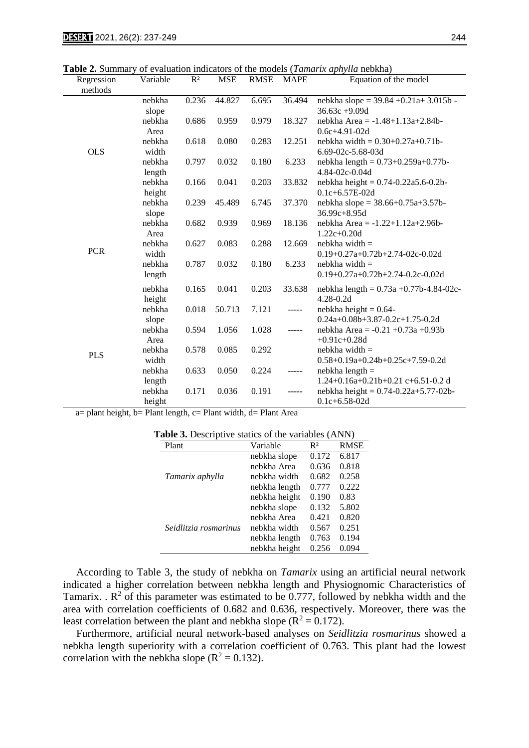**Table 2.** Summary of evaluation indicators of the models (*Tamarix aphylla* nebkha)

| Regression methods | Variable | R² | MSE | RMSE | MAPE | Equation of the model |
|---|---|---|---|---|---|---|
| OLS | nebkha slope | 0.236 | 44.827 | 6.695 | 36.494 | nebkha slope = 39.84 +0.21a+ 3.015b - 36.63c +9.09d |
| | nebkha Area | 0.686 | 0.959 | 0.979 | 18.327 | nebkha Area = -1.48+1.13a+2.84b-0.6c+4.91-02d |
| | nebkha width | 0.618 | 0.080 | 0.283 | 12.251 | nebkha width = 0.30+0.27a+0.71b-6.69-02c-5.68-03d |
| | nebkha length | 0.797 | 0.032 | 0.180 | 6.233 | nebkha length = 0.73+0.259a+0.77b-4.84-02c-0.04d |
| | nebkha height | 0.166 | 0.041 | 0.203 | 33.832 | nebkha height = 0.74-0.22a5.6-0.2b-0.1c+6.57E-02d |
| PCR | nebkha slope | 0.239 | 45.489 | 6.745 | 37.370 | nebkha slope = 38.66+0.75a+3.57b-36.99c+8.95d |
| | nebkha Area | 0.682 | 0.939 | 0.969 | 18.136 | nebkha Area = -1.22+1.12a+2.96b-1.22c+0.20d |
| | nebkha width | 0.627 | 0.083 | 0.288 | 12.669 | nebkha width = 0.19+0.27a+0.72b+2.74-02c-0.02d |
| | nebkha length | 0.787 | 0.032 | 0.180 | 6.233 | nebkha width = 0.19+0.27a+0.72b+2.74-0.2c-0.02d |
| | nebkha height | 0.165 | 0.041 | 0.203 | 33.638 | nebkha length = 0.73a +0.77b-4.84-02c-4.28-0.2d |
| PLS | nebkha slope | 0.018 | 50.713 | 7.121 | ----- | nebkha height = 0.64-0.24a+0.08b+3.87-0.2c+1.75-0.2d |
| | nebkha Area | 0.594 | 1.056 | 1.028 | ----- | nebkha Area = -0.21 +0.73a +0.93b +0.91c+0.28d |
| | nebkha width | 0.578 | 0.085 | 0.292 | | nebkha width = 0.58+0.19a+0.24b+0.25c+7.59-0.2d |
| | nebkha length | 0.633 | 0.050 | 0.224 | ----- | nebkha length = 1.24+0.16a+0.21b+0.21 c+6.51-0.2 d |
| | nebkha height | 0.171 | 0.036 | 0.191 | ----- | nebkha height = 0.74-0.22a+5.77-02b-0.1c+6.58-02d |

a= plant height, b= Plant length, c= Plant width, d= Plant Area

**Table 3.** Descriptive statics of the variables (ANN)

| Plant | Variable | R² | RMSE |
|---|---|---|---|
| *Tamarix aphylla* | nebkha slope | 0.172 | 6.817 |
| | nebkha Area | 0.636 | 0.818 |
| | nebkha width | 0.682 | 0.258 |
| | nebkha length | 0.777 | 0.222 |
| | nebkha height | 0.190 | 0.83 |
| *Seidlitzia rosmarinus* | nebkha slope | 0.132 | 5.802 |
| | nebkha Area | 0.421 | 0.820 |
| | nebkha width | 0.567 | 0.251 |
| | nebkha length | 0.763 | 0.194 |
| | nebkha height | 0.256 | 0.094 |

According to Table 3, the study of nebkha on *Tamarix* using an artificial neural network indicated a higher correlation between nebkha length and Physiognomic Characteristics of Tamarix. . $R^2$ of this parameter was estimated to be 0.777, followed by nebkha width and the area with correlation coefficients of 0.682 and 0.636, respectively. Moreover, there was the least correlation between the plant and nebkha slope ($R^2 = 0.172$).

Furthermore, artificial neural network-based analyses on *Seidlitzia rosmarinus* showed a nebkha length superiority with a correlation coefficient of 0.763. This plant had the lowest correlation with the nebkha slope ($R^2 = 0.132$).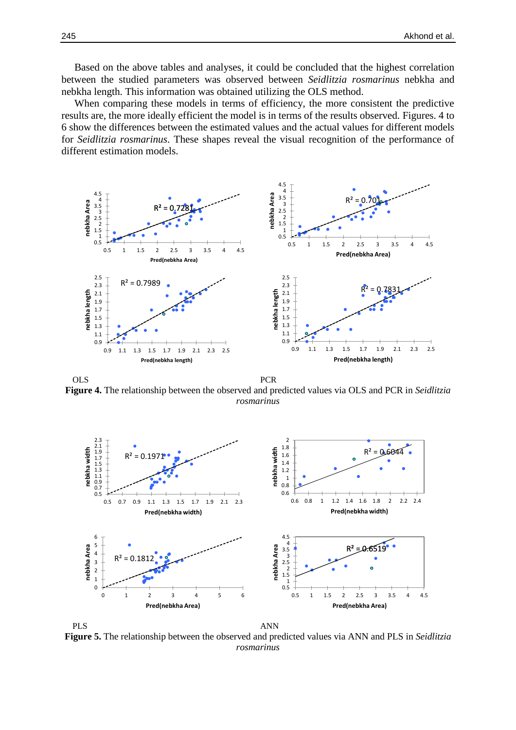Based on the above tables and analyses, it could be concluded that the highest correlation between the studied parameters was observed between *Seidlitzia rosmarinus* nebkha and nebkha length. This information was obtained utilizing the OLS method.

When comparing these models in terms of efficiency, the more consistent the predictive results are, the more ideally efficient the model is in terms of the results observed. Figures. 4 to 6 show the differences between the estimated values and the actual values for different models for *Seidlitzia rosmarinus*. These shapes reveal the visual recognition of the performance of different estimation models.

OLS PCR

**Figure 4.** The relationship between the observed and predicted values via OLS and PCR in *Seidlitzia rosmarinus*

PLS ANN

**Figure 5.** The relationship between the observed and predicted values via ANN and PLS in *Seidlitzia rosmarinus*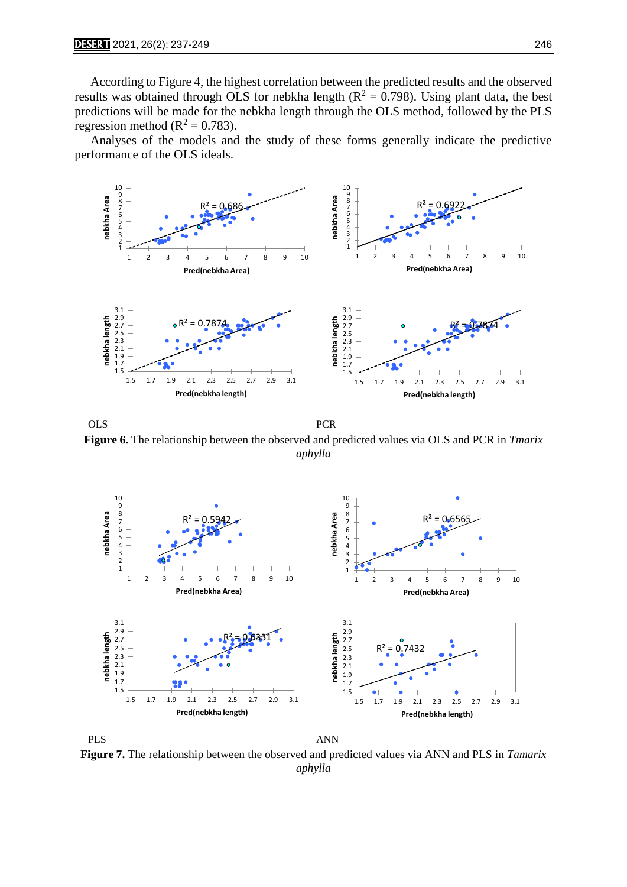According to Figure 4, the highest correlation between the predicted results and the observed results was obtained through OLS for nebkha length ($R^2$ = 0.798). Using plant data, the best predictions will be made for the nebkha length through the OLS method, followed by the PLS regression method ($R^2$ = 0.783).

Analyses of the models and the study of these forms generally indicate the predictive performance of the OLS ideals.

OLS PCR

**Figure 6.** The relationship between the observed and predicted values via OLS and PCR in *Tmarix aphylla*

PLS ANN

**Figure 7.** The relationship between the observed and predicted values via ANN and PLS in *Tamarix aphylla*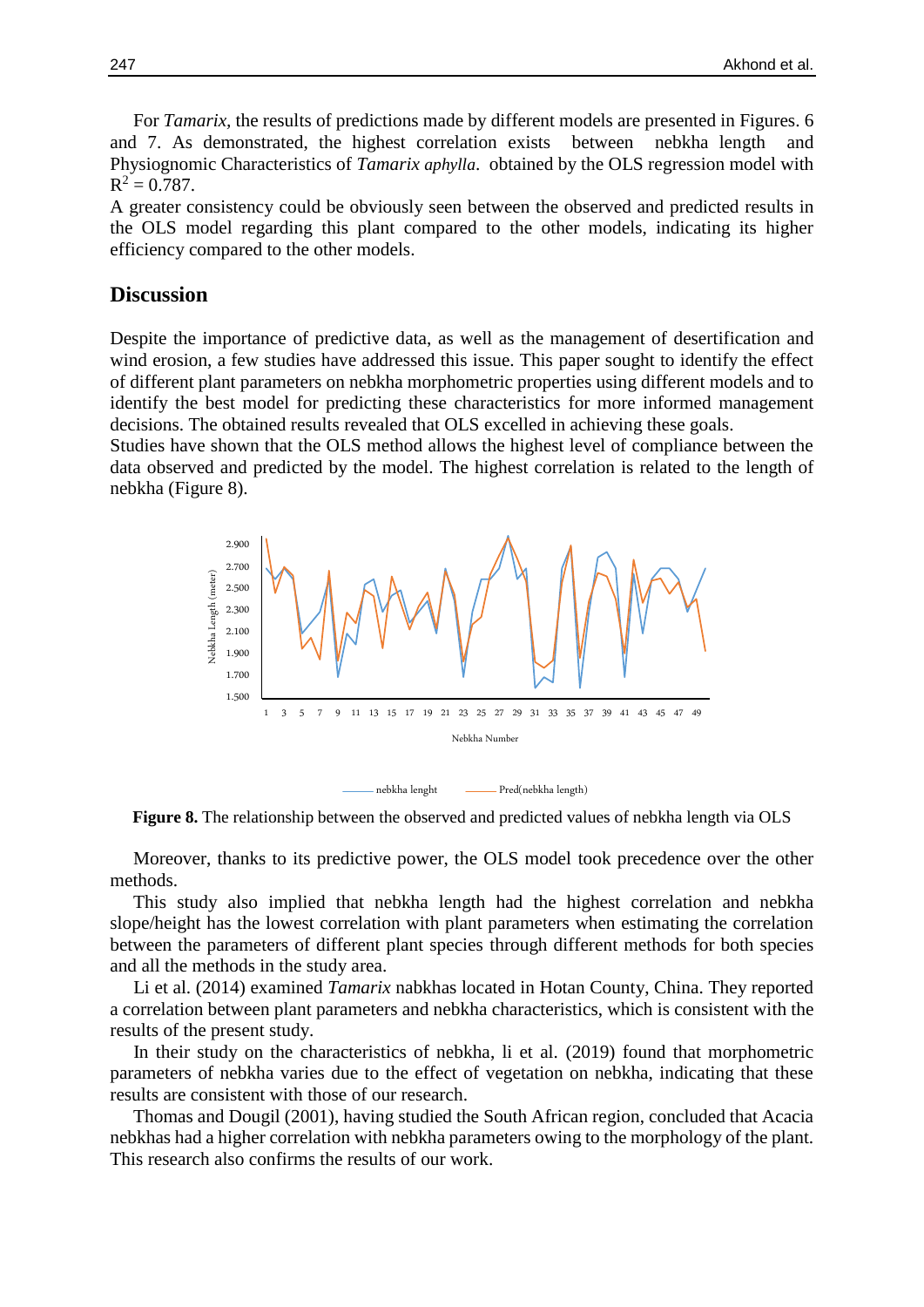For *Tamarix*, the results of predictions made by different models are presented in Figures. 6 and 7. As demonstrated, the highest correlation exists between nebkha length and Physiognomic Characteristics of *Tamarix aphylla*. obtained by the OLS regression model with $R^2 = 0.787$.

A greater consistency could be obviously seen between the observed and predicted results in the OLS model regarding this plant compared to the other models, indicating its higher efficiency compared to the other models.

## Discussion

Despite the importance of predictive data, as well as the management of desertification and wind erosion, a few studies have addressed this issue. This paper sought to identify the effect of different plant parameters on nebkha morphometric properties using different models and to identify the best model for predicting these characteristics for more informed management decisions. The obtained results revealed that OLS excelled in achieving these goals.

Studies have shown that the OLS method allows the highest level of compliance between the data observed and predicted by the model. The highest correlation is related to the length of nebkha (Figure 8).

**Figure 8.** The relationship between the observed and predicted values of nebkha length via OLS

Moreover, thanks to its predictive power, the OLS model took precedence over the other methods.

This study also implied that nebkha length had the highest correlation and nebkha slope/height has the lowest correlation with plant parameters when estimating the correlation between the parameters of different plant species through different methods for both species and all the methods in the study area.

Li et al. (2014) examined *Tamarix* nabkhas located in Hotan County, China. They reported a correlation between plant parameters and nebkha characteristics, which is consistent with the results of the present study.

In their study on the characteristics of nebkha, li et al. (2019) found that morphometric parameters of nebkha varies due to the effect of vegetation on nebkha, indicating that these results are consistent with those of our research.

Thomas and Dougil (2001), having studied the South African region, concluded that Acacia nebkhas had a higher correlation with nebkha parameters owing to the morphology of the plant. This research also confirms the results of our work.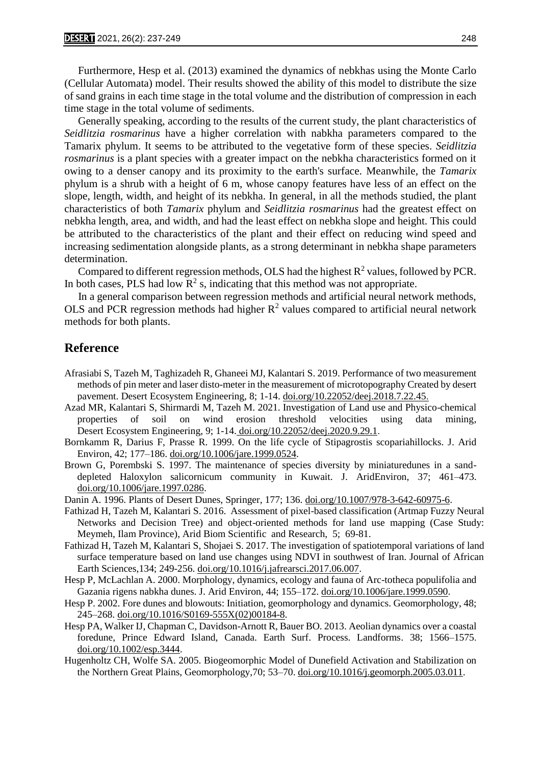Furthermore, Hesp et al. (2013) examined the dynamics of nebkhas using the Monte Carlo (Cellular Automata) model. Their results showed the ability of this model to distribute the size of sand grains in each time stage in the total volume and the distribution of compression in each time stage in the total volume of sediments.

Generally speaking, according to the results of the current study, the plant characteristics of *Seidlitzia rosmarinus* have a higher correlation with nabkha parameters compared to the Tamarix phylum. It seems to be attributed to the vegetative form of these species. *Seidlitzia rosmarinus* is a plant species with a greater impact on the nebkha characteristics formed on it owing to a denser canopy and its proximity to the earth's surface. Meanwhile, the *Tamarix* phylum is a shrub with a height of 6 m, whose canopy features have less of an effect on the slope, length, width, and height of its nebkha. In general, in all the methods studied, the plant characteristics of both *Tamarix* phylum and *Seidlitzia rosmarinus* had the greatest effect on nebkha length, area, and width, and had the least effect on nebkha slope and height. This could be attributed to the characteristics of the plant and their effect on reducing wind speed and increasing sedimentation alongside plants, as a strong determinant in nebkha shape parameters determination.

Compared to different regression methods, OLS had the highest $R^2$ values, followed by PCR. In both cases, PLS had low $R^2$ s, indicating that this method was not appropriate.

In a general comparison between regression methods and artificial neural network methods, OLS and PCR regression methods had higher $R^2$ values compared to artificial neural network methods for both plants.

## Reference

Afrasiabi S, Tazeh M, Taghizadeh R, Ghaneei MJ, Kalantari S. 2019. Performance of two measurement methods of pin meter and laser disto-meter in the measurement of microtopography Created by desert pavement. Desert Ecosystem Engineering, 8; 1-14. doi.org/10.22052/deej.2018.7.22.45.

Azad MR, Kalantari S, Shirmardi M, Tazeh M. 2021. Investigation of Land use and Physico-chemical properties of soil on wind erosion threshold velocities using data mining, Desert Ecosystem Engineering, 9; 1-14. doi.org/10.22052/deej.2020.9.29.1.

Bornkamm R, Darius F, Prasse R. 1999. On the life cycle of Stipagrostis scopariahillocks. J. Arid Environ, 42; 177–186. doi.org/10.1006/jare.1999.0524.

Brown G, Porembski S. 1997. The maintenance of species diversity by miniaturedunes in a sand-depleted Haloxylon salicornicum community in Kuwait. J. AridEnviron, 37; 461–473. doi.org/10.1006/jare.1997.0286.

Danin A. 1996. Plants of Desert Dunes, Springer, 177; 136. doi.org/10.1007/978-3-642-60975-6.

Fathizad H, Tazeh M, Kalantari S. 2016. Assessment of pixel-based classification (Artmap Fuzzy Neural Networks and Decision Tree) and object-oriented methods for land use mapping (Case Study: Meymeh, Ilam Province), Arid Biom Scientific and Research, 5; 69-81.

Fathizad H, Tazeh M, Kalantari S, Shojaei S. 2017. The investigation of spatiotemporal variations of land surface temperature based on land use changes using NDVI in southwest of Iran. Journal of African Earth Sciences,134; 249-256. doi.org/10.1016/j.jafrearsci.2017.06.007.

Hesp P, McLachlan A. 2000. Morphology, dynamics, ecology and fauna of Arc-totheca populifolia and Gazania rigens nabkha dunes. J. Arid Environ, 44; 155–172. doi.org/10.1006/jare.1999.0590.

Hesp P. 2002. Fore dunes and blowouts: Initiation, geomorphology and dynamics. Geomorphology, 48; 245–268. doi.org/10.1016/S0169-555X(02)00184-8.

Hesp PA, Walker IJ, Chapman C, Davidson-Arnott R, Bauer BO. 2013. Aeolian dynamics over a coastal foredune, Prince Edward Island, Canada. Earth Surf. Process. Landforms. 38; 1566–1575. doi.org/10.1002/esp.3444.

Hugenholtz CH, Wolfe SA. 2005. Biogeomorphic Model of Dunefield Activation and Stabilization on the Northern Great Plains, Geomorphology,70; 53–70. doi.org/10.1016/j.geomorph.2005.03.011.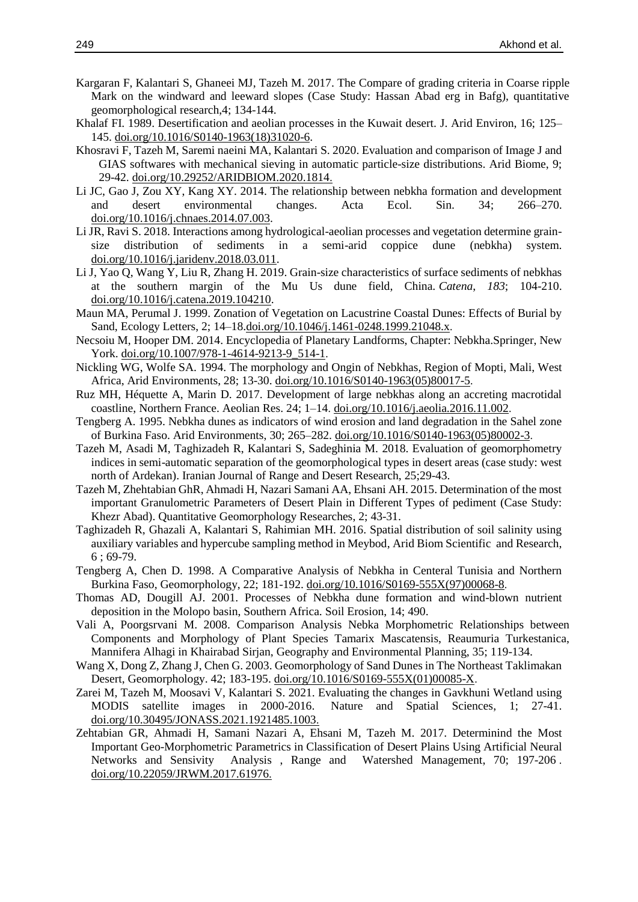Kargaran F, Kalantari S, Ghaneei MJ, Tazeh M. 2017. The Compare of grading criteria in Coarse ripple Mark on the windward and leeward slopes (Case Study: Hassan Abad erg in Bafg), quantitative geomorphological research,4; 134-144.

Khalaf FI. 1989. Desertification and aeolian processes in the Kuwait desert. J. Arid Environ, 16; 125–145. doi.org/10.1016/S0140-1963(18)31020-6.

Khosravi F, Tazeh M, Saremi naeini MA, Kalantari S. 2020. Evaluation and comparison of Image J and GIAS softwares with mechanical sieving in automatic particle-size distributions. Arid Biome, 9; 29-42. doi.org/10.29252/ARIDBIOM.2020.1814.

Li JC, Gao J, Zou XY, Kang XY. 2014. The relationship between nebkha formation and development and desert environmental changes. Acta Ecol. Sin. 34; 266–270. doi.org/10.1016/j.chnaes.2014.07.003.

Li JR, Ravi S. 2018. Interactions among hydrological-aeolian processes and vegetation determine grain-size distribution of sediments in a semi-arid coppice dune (nebkha) system. doi.org/10.1016/j.jaridenv.2018.03.011.

Li J, Yao Q, Wang Y, Liu R, Zhang H. 2019. Grain-size characteristics of surface sediments of nebkhas at the southern margin of the Mu Us dune field, China. *Catena*, *183*; 104-210. doi.org/10.1016/j.catena.2019.104210.

Maun MA, Perumal J. 1999. Zonation of Vegetation on Lacustrine Coastal Dunes: Effects of Burial by Sand, Ecology Letters, 2; 14–18.doi.org/10.1046/j.1461-0248.1999.21048.x.

Necsoiu M, Hooper DM. 2014. Encyclopedia of Planetary Landforms, Chapter: Nebkha.Springer, New York. doi.org/10.1007/978-1-4614-9213-9_514-1.

Nickling WG, Wolfe SA. 1994. The morphology and Ongin of Nebkhas, Region of Mopti, Mali, West Africa, Arid Environments, 28; 13-30. doi.org/10.1016/S0140-1963(05)80017-5.

Ruz MH, Héquette A, Marin D. 2017. Development of large nebkhas along an accreting macrotidal coastline, Northern France. Aeolian Res. 24; 1–14. doi.org/10.1016/j.aeolia.2016.11.002.

Tengberg A. 1995. Nebkha dunes as indicators of wind erosion and land degradation in the Sahel zone of Burkina Faso. Arid Environments, 30; 265–282. doi.org/10.1016/S0140-1963(05)80002-3.

Tazeh M, Asadi M, Taghizadeh R, Kalantari S, Sadeghinia M. 2018. Evaluation of geomorphometry indices in semi-automatic separation of the geomorphological types in desert areas (case study: west north of Ardekan). Iranian Journal of Range and Desert Research, 25;29-43.

Tazeh M, Zhehtabian GhR, Ahmadi H, Nazari Samani AA, Ehsani AH. 2015. Determination of the most important Granulometric Parameters of Desert Plain in Different Types of pediment (Case Study: Khezr Abad). Quantitative Geomorphology Researches, 2; 43-31.

Taghizadeh R, Ghazali A, Kalantari S, Rahimian MH. 2016. Spatial distribution of soil salinity using auxiliary variables and hypercube sampling method in Meybod, Arid Biom Scientific and Research, 6 ; 69-79.

Tengberg A, Chen D. 1998. A Comparative Analysis of Nebkha in Centeral Tunisia and Northern Burkina Faso, Geomorphology, 22; 181-192. doi.org/10.1016/S0169-555X(97)00068-8.

Thomas AD, Dougill AJ. 2001. Processes of Nebkha dune formation and wind-blown nutrient deposition in the Molopo basin, Southern Africa. Soil Erosion, 14; 490.

Vali A, Poorgsrvani M. 2008. Comparison Analysis Nebka Morphometric Relationships between Components and Morphology of Plant Species Tamarix Mascatensis, Reaumuria Turkestanica, Mannifera Alhagi in Khairabad Sirjan, Geography and Environmental Planning, 35; 119-134.

Wang X, Dong Z, Zhang J, Chen G. 2003. Geomorphology of Sand Dunes in The Northeast Taklimakan Desert, Geomorphology. 42; 183-195. doi.org/10.1016/S0169-555X(01)00085-X.

Zarei M, Tazeh M, Moosavi V, Kalantari S. 2021. Evaluating the changes in Gavkhuni Wetland using MODIS satellite images in 2000-2016. Nature and Spatial Sciences, 1; 27-41. doi.org/10.30495/JONASS.2021.1921485.1003.

Zehtabian GR, Ahmadi H, Samani Nazari A, Ehsani M, Tazeh M. 2017. Determinind the Most Important Geo-Morphometric Parametrics in Classification of Desert Plains Using Artificial Neural Networks and Sensivity Analysis , Range and Watershed Management, 70; 197-206 . doi.org/10.22059/JRWM.2017.61976.